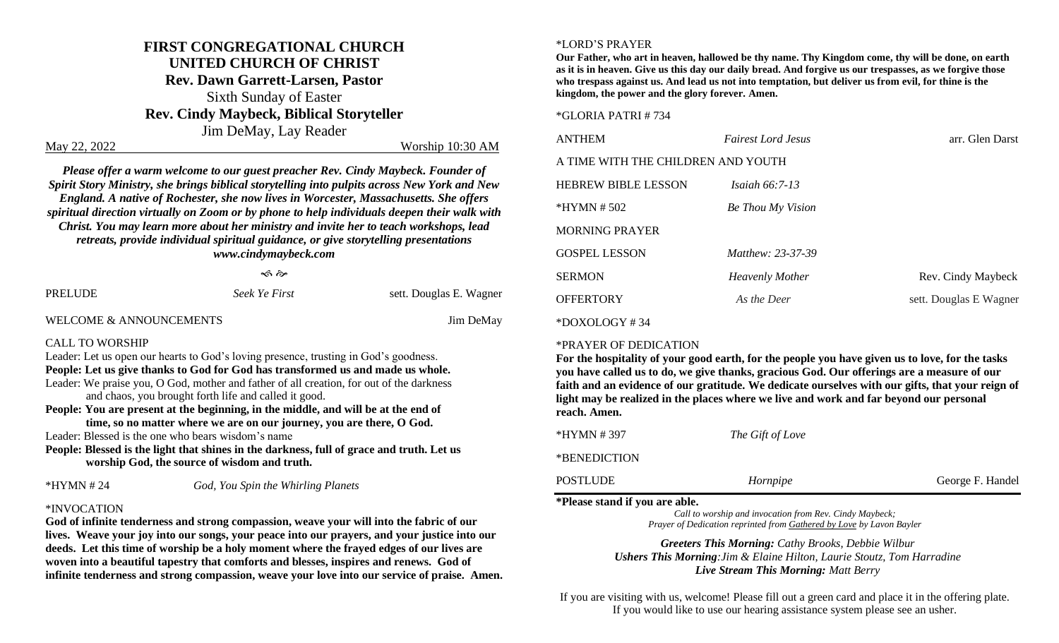# FIRST CONGREGATIONAL CHURCH

## UNITED CHURCH OF CHRIST

**Rev. Dawn Garrett-Larsen, Pastor**

Sixth Sunday of Easter

**Rev. Cindy Maybeck, Biblical Storyteller**

Jim DeMay, Lay Reader

May 22, 2022 Worship 10:30 AM

***Please offer a warm welcome to our guest preacher Rev. Cindy Maybeck. Founder of Spirit Story Ministry, she brings biblical storytelling into pulpits across New York and New England. A native of Rochester, she now lives in Worcester, Massachusetts. She offers spiritual direction virtually on Zoom or by phone to help individuals deepen their walk with Christ. You may learn more about her ministry and invite her to teach workshops, lead retreats, provide individual spiritual guidance, or give storytelling presentations***

***www.cindymaybeck.com***

PRELUDE *Seek Ye First* sett. Douglas E. Wagner

WELCOME & ANNOUNCEMENTS Jim DeMay

CALL TO WORSHIP

Leader: Let us open our hearts to God's loving presence, trusting in God's goodness.

**People: Let us give thanks to God for God has transformed us and made us whole.**

Leader: We praise you, O God, mother and father of all creation, for out of the darkness and chaos, you brought forth life and called it good.

**People: You are present at the beginning, in the middle, and will be at the end of time, so no matter where we are on our journey, you are there, O God.**

Leader: Blessed is the one who bears wisdom's name

**People: Blessed is the light that shines in the darkness, full of grace and truth. Let us worship God, the source of wisdom and truth.**

*HYMN # 24 *God, You Spin the Whirling Planets*

*INVOCATION

**God of infinite tenderness and strong compassion, weave your will into the fabric of our lives. Weave your joy into our songs, your peace into our prayers, and your justice into our deeds. Let this time of worship be a holy moment where the frayed edges of our lives are woven into a beautiful tapestry that comforts and blesses, inspires and renews. God of infinite tenderness and strong compassion, weave your love into our service of praise. Amen.**

*LORD'S PRAYER

**Our Father, who art in heaven, hallowed be thy name. Thy Kingdom come, thy will be done, on earth as it is in heaven. Give us this day our daily bread. And forgive us our trespasses, as we forgive those who trespass against us. And lead us not into temptation, but deliver us from evil, for thine is the kingdom, the power and the glory forever. Amen.**

*GLORIA PATRI # 734

ANTHEM *Fairest Lord Jesus* arr. Glen Darst

A TIME WITH THE CHILDREN AND YOUTH

HEBREW BIBLE LESSON *Isaiah 66:7-13*

*HYMN # 502 *Be Thou My Vision*

MORNING PRAYER

GOSPEL LESSON *Matthew: 23-37-39*

SERMON *Heavenly Mother* Rev. Cindy Maybeck

OFFERTORY *As the Deer* sett. Douglas E Wagner

*DOXOLOGY # 34

*PRAYER OF DEDICATION

**For the hospitality of your good earth, for the people you have given us to love, for the tasks you have called us to do, we give thanks, gracious God. Our offerings are a measure of our faith and an evidence of our gratitude. We dedicate ourselves with our gifts, that your reign of light may be realized in the places where we live and work and far beyond our personal reach. Amen.**

*HYMN # 397 *The Gift of Love*

*BENEDICTION

POSTLUDE *Hornpipe* George F. Handel

**\*Please stand if you are able.**

*Call to worship and invocation from Rev. Cindy Maybeck;*
*Prayer of Dedication reprinted from Gathered by Love by Lavon Bayler*

***Greeters This Morning:** Cathy Brooks, Debbie Wilbur*
***Ushers This Morning**:Jim & Elaine Hilton, Laurie Stoutz, Tom Harradine*
***Live Stream This Morning:** Matt Berry*

If you are visiting with us, welcome! Please fill out a green card and place it in the offering plate. If you would like to use our hearing assistance system please see an usher.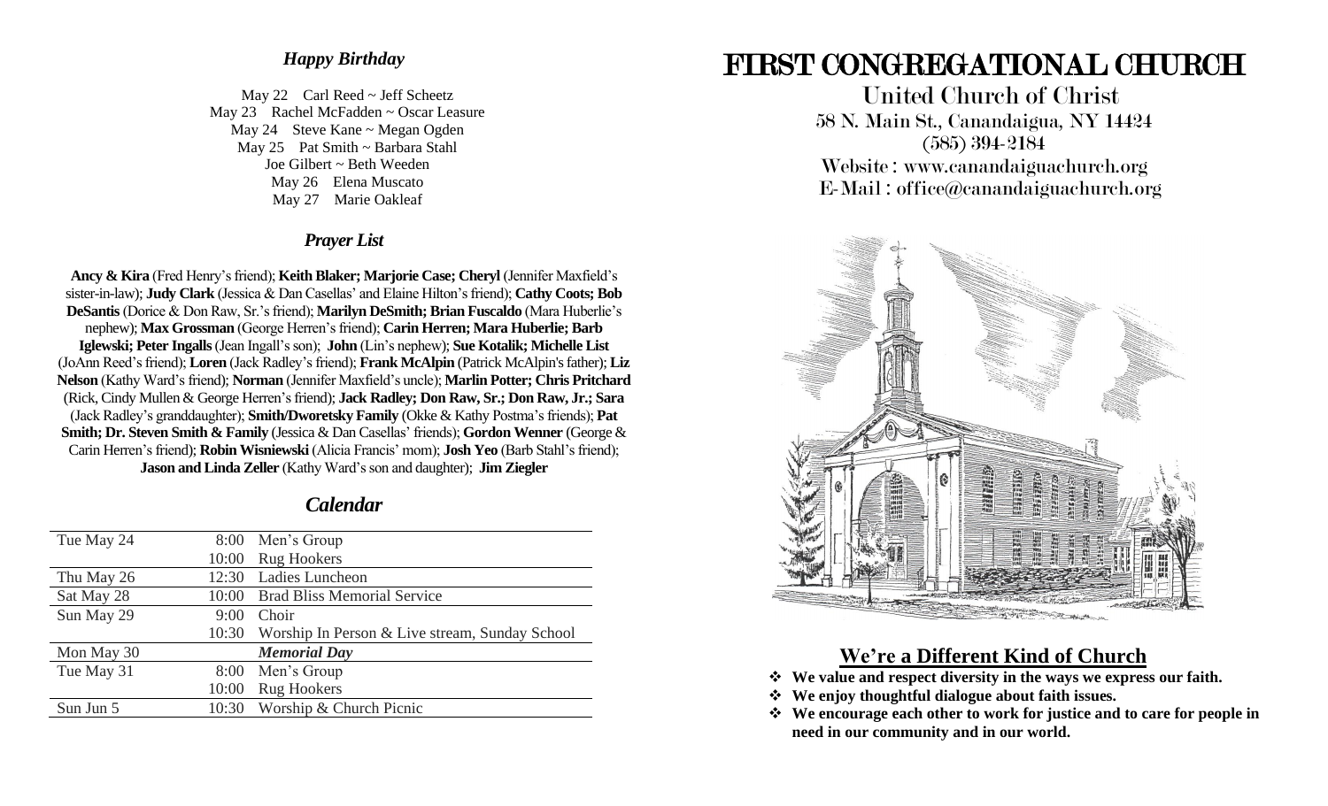## *Happy Birthday*

May 22 Carl Reed ~ Jeff Scheetz
May 23 Rachel McFadden ~ Oscar Leasure
May 24 Steve Kane ~ Megan Ogden
May 25 Pat Smith ~ Barbara Stahl
Joe Gilbert ~ Beth Weeden
May 26 Elena Muscato
May 27 Marie Oakleaf

## *Prayer List*

**Ancy & Kira** (Fred Henry's friend); **Keith Blaker; Marjorie Case; Cheryl** (Jennifer Maxfield's sister-in-law); **Judy Clark** (Jessica & Dan Casellas' and Elaine Hilton's friend); **Cathy Coots; Bob DeSantis** (Dorice & Don Raw, Sr.'s friend); **Marilyn DeSmith; Brian Fuscaldo** (Mara Huberlie's nephew); **Max Grossman** (George Herren's friend); **Carin Herren; Mara Huberlie; Barb Iglewski; Peter Ingalls** (Jean Ingall's son); **John** (Lin's nephew); **Sue Kotalik; Michelle List** (JoAnn Reed's friend); **Loren** (Jack Radley's friend); **Frank McAlpin** (Patrick McAlpin's father); **Liz Nelson** (Kathy Ward's friend); **Norman** (Jennifer Maxfield's uncle); **Marlin Potter; Chris Pritchard** (Rick, Cindy Mullen & George Herren's friend); **Jack Radley; Don Raw, Sr.; Don Raw, Jr.; Sara** (Jack Radley's granddaughter); **Smith/Dworetsky Family** (Okke & Kathy Postma's friends); **Pat Smith; Dr. Steven Smith & Family** (Jessica & Dan Casellas' friends); **Gordon Wenner** (George & Carin Herren's friend); **Robin Wisniewski** (Alicia Francis' mom); **Josh Yeo** (Barb Stahl's friend); **Jason and Linda Zeller** (Kathy Ward's son and daughter); **Jim Ziegler**

## *Calendar*

| | | |
|---|---|---|
| Tue May 24 | 8:00 | Men's Group |
| | 10:00 | Rug Hookers |
| Thu May 26 | 12:30 | Ladies Luncheon |
| Sat May 28 | 10:00 | Brad Bliss Memorial Service |
| Sun May 29 | 9:00 | Choir |
| | 10:30 | Worship In Person & Live stream, Sunday School |
| Mon May 30 | | ***Memorial Day*** |
| Tue May 31 | 8:00 | Men's Group |
| | 10:00 | Rug Hookers |
| Sun Jun 5 | 10:30 | Worship & Church Picnic |

# FIRST CONGREGATIONAL CHURCH

United Church of Christ
58 N. Main St., Canandaigua, NY 14424
(585) 394-2184
Website : www.canandaiguachurch.org
E-Mail : office@canandaiguachurch.org

## We're a Different Kind of Church

- **We value and respect diversity in the ways we express our faith.**
- **We enjoy thoughtful dialogue about faith issues.**
- **We encourage each other to work for justice and to care for people in need in our community and in our world.**